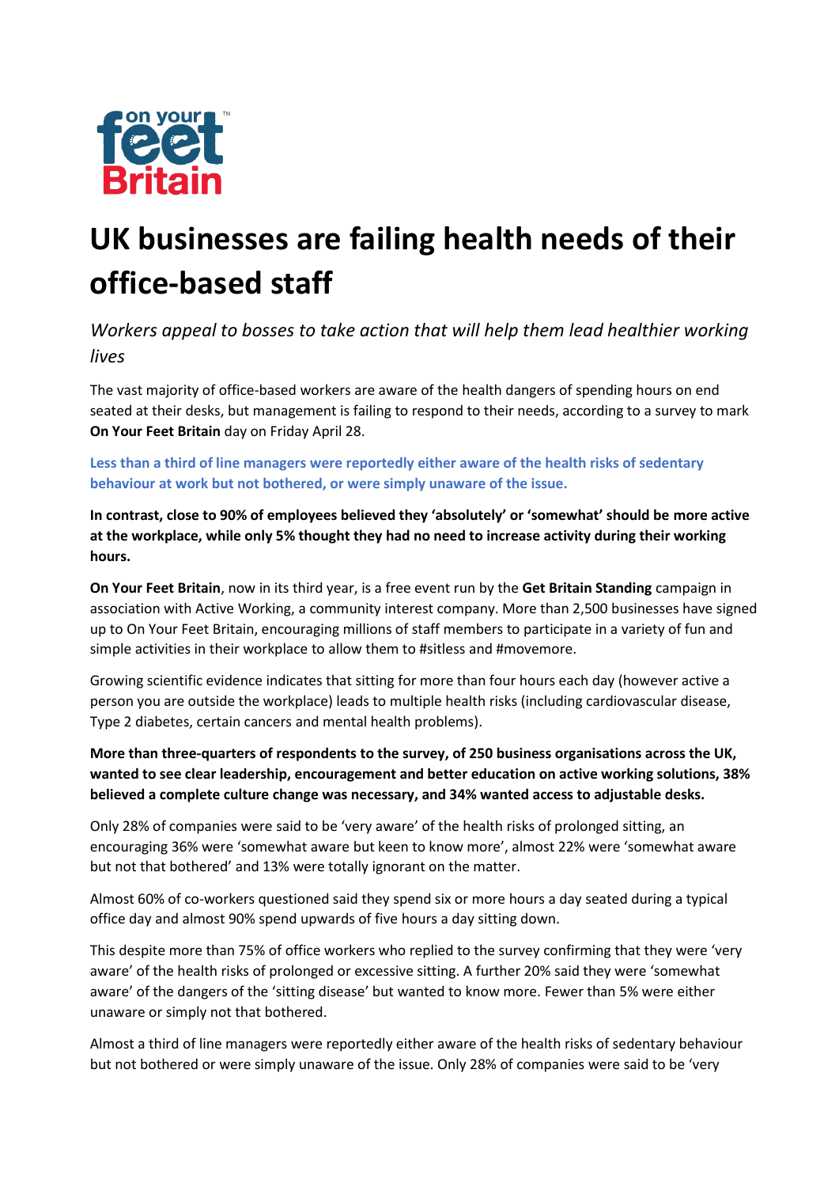# UK businesses are failing health needs of their office-based staff

*Workers appeal to bosses to take action that will help them lead healthier working lives*

The vast majority of office-based workers are aware of the health dangers of spending hours on end seated at their desks, but management is failing to respond to their needs, according to a survey to mark **On Your Feet Britain** day on Friday April 28.

**Less than a third of line managers were reportedly either aware of the health risks of sedentary behaviour at work but not bothered, or were simply unaware of the issue.**

**In contrast, close to 90% of employees believed they 'absolutely' or 'somewhat' should be more active at the workplace, while only 5% thought they had no need to increase activity during their working hours.**

**On Your Feet Britain**, now in its third year, is a free event run by the **Get Britain Standing** campaign in association with Active Working, a community interest company. More than 2,500 businesses have signed up to On Your Feet Britain, encouraging millions of staff members to participate in a variety of fun and simple activities in their workplace to allow them to #sitless and #movemore.

Growing scientific evidence indicates that sitting for more than four hours each day (however active a person you are outside the workplace) leads to multiple health risks (including cardiovascular disease, Type 2 diabetes, certain cancers and mental health problems).

**More than three-quarters of respondents to the survey, of 250 business organisations across the UK, wanted to see clear leadership, encouragement and better education on active working solutions, 38% believed a complete culture change was necessary, and 34% wanted access to adjustable desks.**

Only 28% of companies were said to be 'very aware' of the health risks of prolonged sitting, an encouraging 36% were 'somewhat aware but keen to know more', almost 22% were 'somewhat aware but not that bothered' and 13% were totally ignorant on the matter.

Almost 60% of co-workers questioned said they spend six or more hours a day seated during a typical office day and almost 90% spend upwards of five hours a day sitting down.

This despite more than 75% of office workers who replied to the survey confirming that they were 'very aware' of the health risks of prolonged or excessive sitting. A further 20% said they were 'somewhat aware' of the dangers of the 'sitting disease' but wanted to know more. Fewer than 5% were either unaware or simply not that bothered.

Almost a third of line managers were reportedly either aware of the health risks of sedentary behaviour but not bothered or were simply unaware of the issue. Only 28% of companies were said to be 'very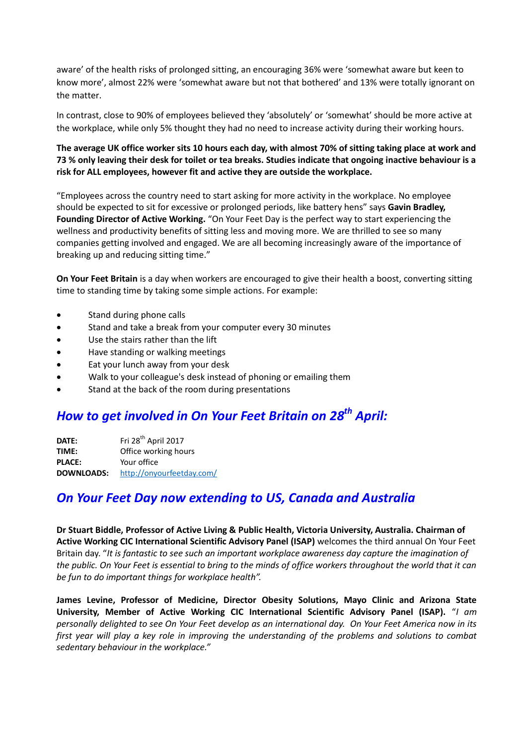aware' of the health risks of prolonged sitting, an encouraging 36% were 'somewhat aware but keen to know more', almost 22% were 'somewhat aware but not that bothered' and 13% were totally ignorant on the matter.

In contrast, close to 90% of employees believed they 'absolutely' or 'somewhat' should be more active at the workplace, while only 5% thought they had no need to increase activity during their working hours.

**The average UK office worker sits 10 hours each day, with almost 70% of sitting taking place at work and 73 % only leaving their desk for toilet or tea breaks. Studies indicate that ongoing inactive behaviour is a risk for ALL employees, however fit and active they are outside the workplace.**

"Employees across the country need to start asking for more activity in the workplace. No employee should be expected to sit for excessive or prolonged periods, like battery hens" says **Gavin Bradley, Founding Director of Active Working.** "On Your Feet Day is the perfect way to start experiencing the wellness and productivity benefits of sitting less and moving more. We are thrilled to see so many companies getting involved and engaged. We are all becoming increasingly aware of the importance of breaking up and reducing sitting time."

**On Your Feet Britain** is a day when workers are encouraged to give their health a boost, converting sitting time to standing time by taking some simple actions. For example:

- Stand during phone calls
- Stand and take a break from your computer every 30 minutes
- Use the stairs rather than the lift
- Have standing or walking meetings
- Eat your lunch away from your desk
- Walk to your colleague's desk instead of phoning or emailing them
- Stand at the back of the room during presentations

## *How to get involved in On Your Feet Britain on 28th April:*

**DATE:** Fri 28th April 2017
**TIME:** Office working hours
**PLACE:** Your office
**DOWNLOADS:** http://onyourfeetday.com/

## *On Your Feet Day now extending to US, Canada and Australia*

**Dr Stuart Biddle, Professor of Active Living & Public Health, Victoria University, Australia. Chairman of Active Working CIC International Scientific Advisory Panel (ISAP)** welcomes the third annual On Your Feet Britain day. "*It is fantastic to see such an important workplace awareness day capture the imagination of the public. On Your Feet is essential to bring to the minds of office workers throughout the world that it can be fun to do important things for workplace health".*

**James Levine, Professor of Medicine, Director Obesity Solutions, Mayo Clinic and Arizona State University, Member of Active Working CIC International Scientific Advisory Panel (ISAP).** "*I am personally delighted to see On Your Feet develop as an international day. On Your Feet America now in its first year will play a key role in improving the understanding of the problems and solutions to combat sedentary behaviour in the workplace."*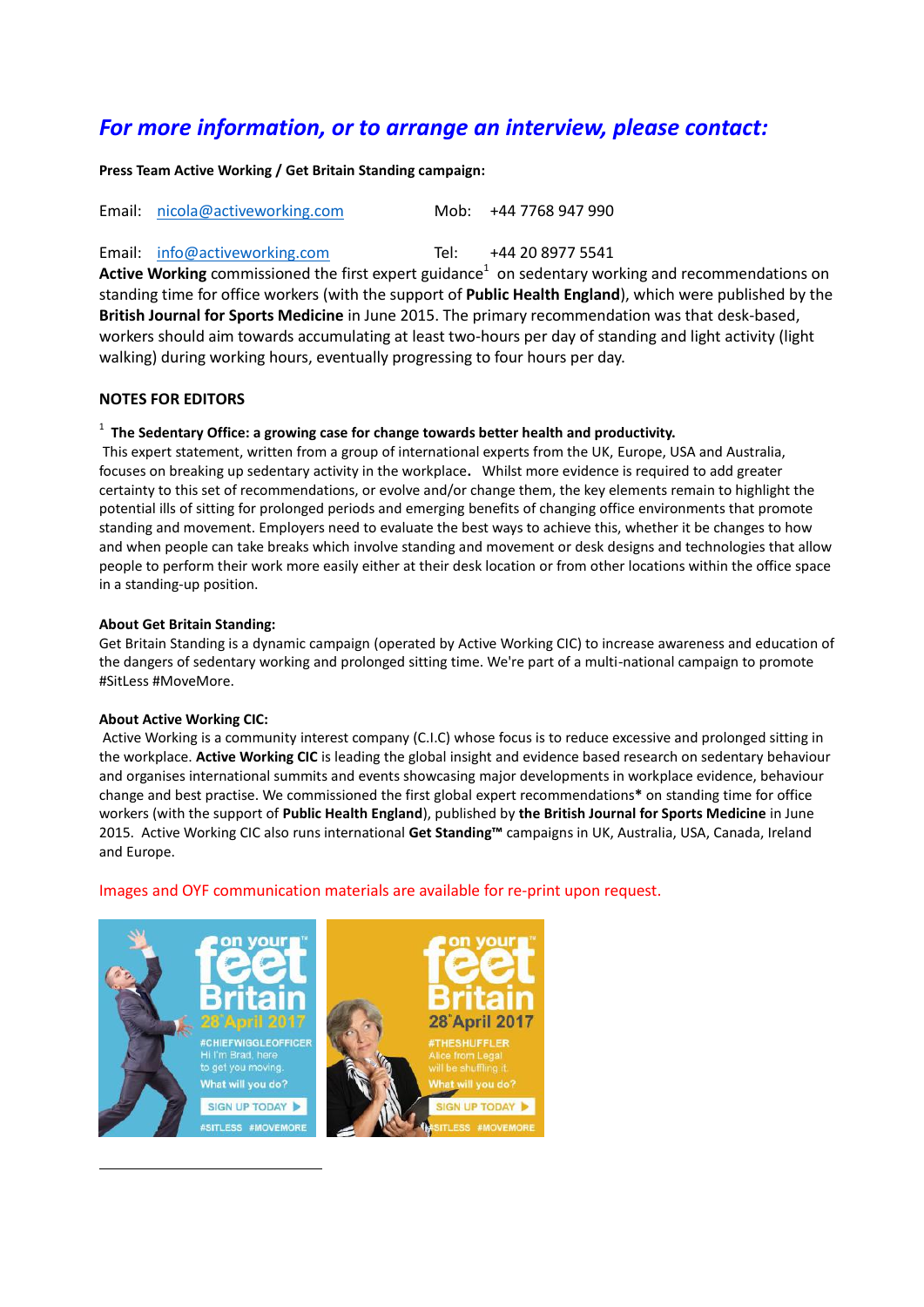## *For more information, or to arrange an interview, please contact:*

**Press Team Active Working / Get Britain Standing campaign:**

Email: nicola@activeworking.com Mob: +44 7768 947 990

Email: info@activeworking.com Tel: +44 20 8977 5541

**Active Working** commissioned the first expert guidance[1] on sedentary working and recommendations on standing time for office workers (with the support of **Public Health England**), which were published by the **British Journal for Sports Medicine** in June 2015. The primary recommendation was that desk-based, workers should aim towards accumulating at least two-hours per day of standing and light activity (light walking) during working hours, eventually progressing to four hours per day.

**NOTES FOR EDITORS**

[1] **The Sedentary Office: a growing case for change towards better health and productivity.**
This expert statement, written from a group of international experts from the UK, Europe, USA and Australia, focuses on breaking up sedentary activity in the workplace. Whilst more evidence is required to add greater certainty to this set of recommendations, or evolve and/or change them, the key elements remain to highlight the potential ills of sitting for prolonged periods and emerging benefits of changing office environments that promote standing and movement. Employers need to evaluate the best ways to achieve this, whether it be changes to how and when people can take breaks which involve standing and movement or desk designs and technologies that allow people to perform their work more easily either at their desk location or from other locations within the office space in a standing-up position.

**About Get Britain Standing:**
Get Britain Standing is a dynamic campaign (operated by Active Working CIC) to increase awareness and education of the dangers of sedentary working and prolonged sitting time. We're part of a multi-national campaign to promote #SitLess #MoveMore.

**About Active Working CIC:**
Active Working is a community interest company (C.I.C) whose focus is to reduce excessive and prolonged sitting in the workplace. **Active Working CIC** is leading the global insight and evidence based research on sedentary behaviour and organises international summits and events showcasing major developments in workplace evidence, behaviour change and best practise. We commissioned the first global expert recommendations* on standing time for office workers (with the support of **Public Health England**), published by **the British Journal for Sports Medicine** in June 2015. Active Working CIC also runs international **Get Standing™** campaigns in UK, Australia, USA, Canada, Ireland and Europe.

Images and OYF communication materials are available for re-print upon request.